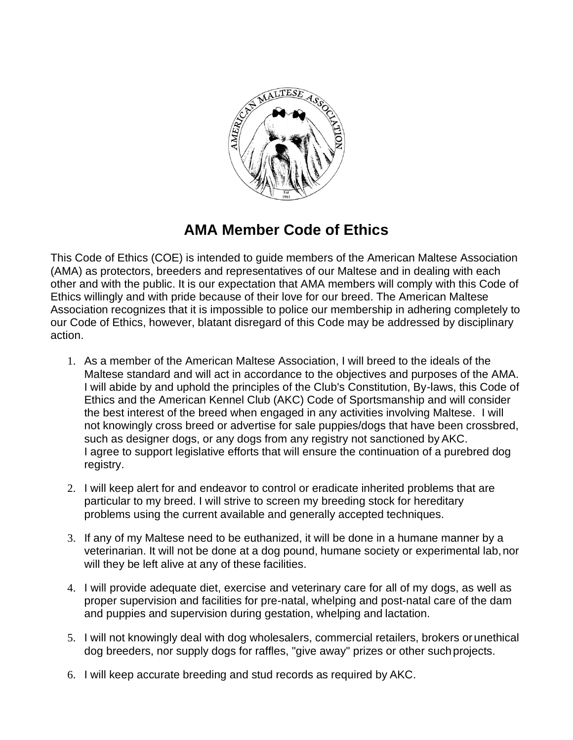# AMA Member Code of Ethics

This Code of Ethics (COE) is intended to guide members of the American Maltese Association (AMA) as protectors, breeders and representatives of our Maltese and in dealing with each other and with the public. It is our expectation that AMA members will comply with this Code of Ethics willingly and with pride because of their love for our breed. The American Maltese Association recognizes that it is impossible to police our membership in adhering completely to our Code of Ethics, however, blatant disregard of this Code may be addressed by disciplinary action.

1. As a member of the American Maltese Association, I will breed to the ideals of the Maltese standard and will act in accordance to the objectives and purposes of the AMA. I will abide by and uphold the principles of the Club's Constitution, By-laws, this Code of Ethics and the American Kennel Club (AKC) Code of Sportsmanship and will consider the best interest of the breed when engaged in any activities involving Maltese. I will not knowingly cross breed or advertise for sale puppies/dogs that have been crossbred, such as designer dogs, or any dogs from any registry not sanctioned by AKC. I agree to support legislative efforts that will ensure the continuation of a purebred dog registry.

2. I will keep alert for and endeavor to control or eradicate inherited problems that are particular to my breed. I will strive to screen my breeding stock for hereditary problems using the current available and generally accepted techniques.

3. If any of my Maltese need to be euthanized, it will be done in a humane manner by a veterinarian. It will not be done at a dog pound, humane society or experimental lab, nor will they be left alive at any of these facilities.

4. I will provide adequate diet, exercise and veterinary care for all of my dogs, as well as proper supervision and facilities for pre-natal, whelping and post-natal care of the dam and puppies and supervision during gestation, whelping and lactation.

5. I will not knowingly deal with dog wholesalers, commercial retailers, brokers or unethical dog breeders, nor supply dogs for raffles, "give away" prizes or other such projects.

6. I will keep accurate breeding and stud records as required by AKC.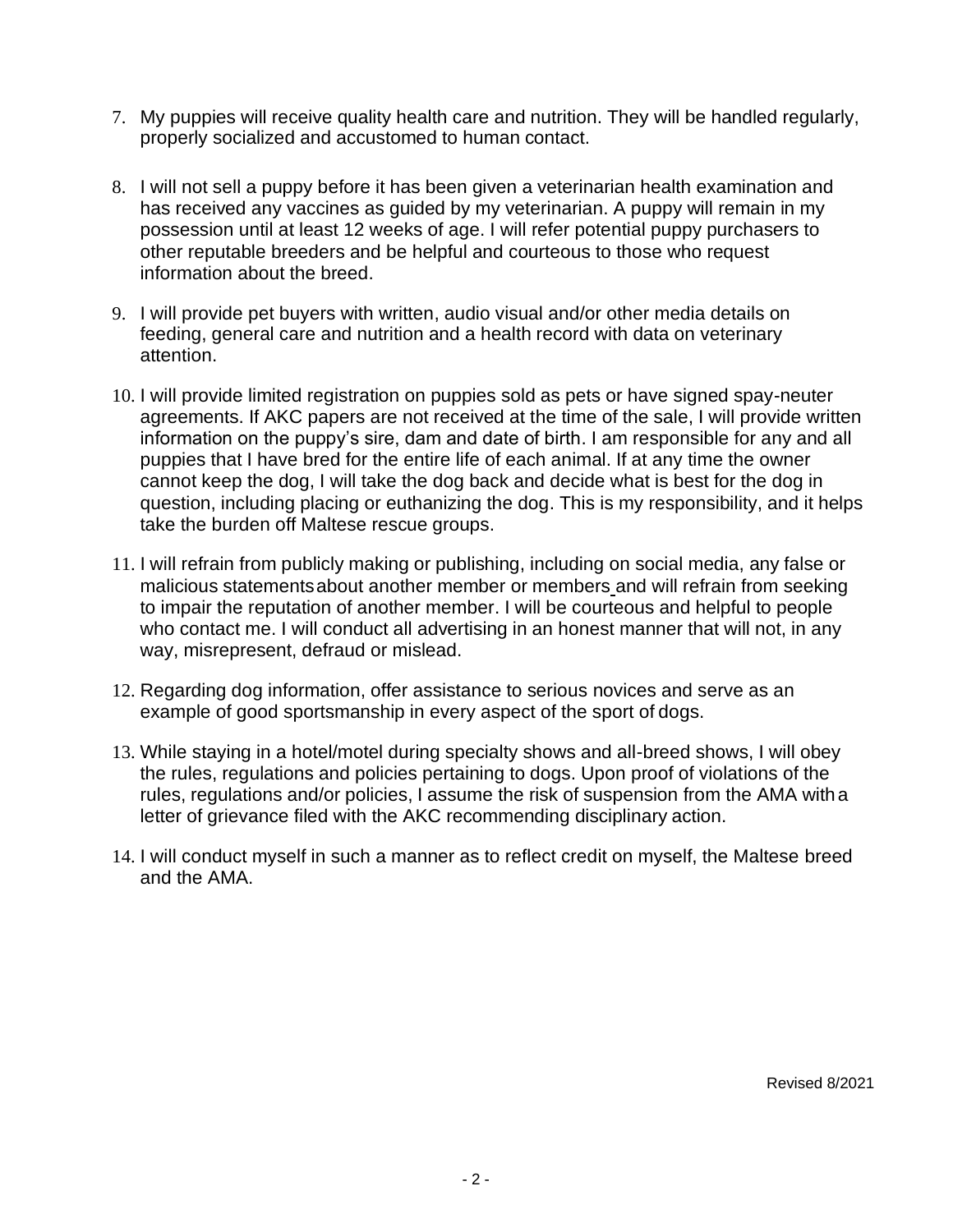7. My puppies will receive quality health care and nutrition. They will be handled regularly, properly socialized and accustomed to human contact.

8. I will not sell a puppy before it has been given a veterinarian health examination and has received any vaccines as guided by my veterinarian. A puppy will remain in my possession until at least 12 weeks of age. I will refer potential puppy purchasers to other reputable breeders and be helpful and courteous to those who request information about the breed.

9. I will provide pet buyers with written, audio visual and/or other media details on feeding, general care and nutrition and a health record with data on veterinary attention.

10. I will provide limited registration on puppies sold as pets or have signed spay-neuter agreements. If AKC papers are not received at the time of the sale, I will provide written information on the puppy's sire, dam and date of birth. I am responsible for any and all puppies that I have bred for the entire life of each animal. If at any time the owner cannot keep the dog, I will take the dog back and decide what is best for the dog in question, including placing or euthanizing the dog. This is my responsibility, and it helps take the burden off Maltese rescue groups.

11. I will refrain from publicly making or publishing, including on social media, any false or malicious statements about another member or members and will refrain from seeking to impair the reputation of another member. I will be courteous and helpful to people who contact me. I will conduct all advertising in an honest manner that will not, in any way, misrepresent, defraud or mislead.

12. Regarding dog information, offer assistance to serious novices and serve as an example of good sportsmanship in every aspect of the sport of dogs.

13. While staying in a hotel/motel during specialty shows and all-breed shows, I will obey the rules, regulations and policies pertaining to dogs. Upon proof of violations of the rules, regulations and/or policies, I assume the risk of suspension from the AMA with a letter of grievance filed with the AKC recommending disciplinary action.

14. I will conduct myself in such a manner as to reflect credit on myself, the Maltese breed and the AMA.

Revised 8/2021